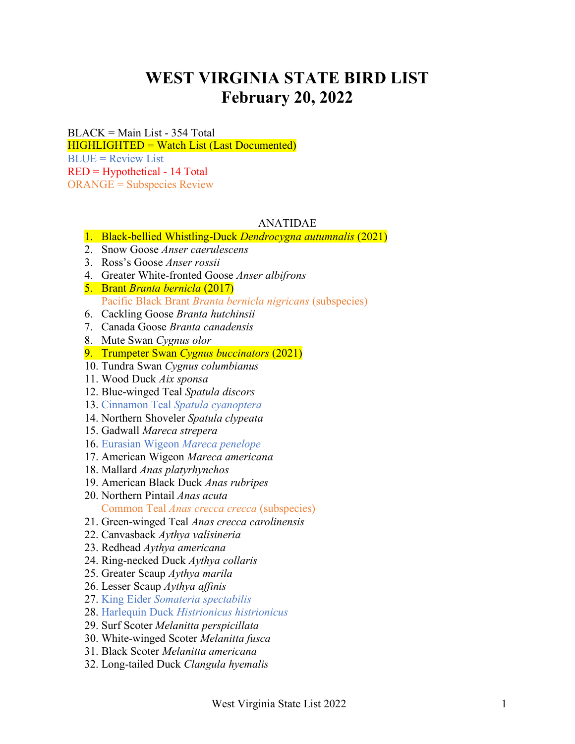# WEST VIRGINIA STATE BIRD LIST
# February 20, 2022

BLACK = Main List - 354 Total
HIGHLIGHTED = Watch List (Last Documented)
BLUE = Review List
RED = Hypothetical - 14 Total
ORANGE = Subspecies Review

ANATIDAE

1. Black-bellied Whistling-Duck *Dendrocygna autumnalis* (2021)
2. Snow Goose *Anser caerulescens*
3. Ross's Goose *Anser rossii*
4. Greater White-fronted Goose *Anser albifrons*
5. Brant *Branta bernicla* (2017)
   Pacific Black Brant *Branta bernicla nigricans* (subspecies)
6. Cackling Goose *Branta hutchinsii*
7. Canada Goose *Branta canadensis*
8. Mute Swan *Cygnus olor*
9. Trumpeter Swan *Cygnus buccinators* (2021)
10. Tundra Swan *Cygnus columbianus*
11. Wood Duck *Aix sponsa*
12. Blue-winged Teal *Spatula discors*
13. Cinnamon Teal *Spatula cyanoptera*
14. Northern Shoveler *Spatula clypeata*
15. Gadwall *Mareca strepera*
16. Eurasian Wigeon *Mareca penelope*
17. American Wigeon *Mareca americana*
18. Mallard *Anas platyrhynchos*
19. American Black Duck *Anas rubripes*
20. Northern Pintail *Anas acuta*
    Common Teal *Anas crecca crecca* (subspecies)
21. Green-winged Teal *Anas crecca carolinensis*
22. Canvasback *Aythya valisineria*
23. Redhead *Aythya americana*
24. Ring-necked Duck *Aythya collaris*
25. Greater Scaup *Aythya marila*
26. Lesser Scaup *Aythya affinis*
27. King Eider *Somateria spectabilis*
28. Harlequin Duck *Histrionicus histrionicus*
29. Surf Scoter *Melanitta perspicillata*
30. White-winged Scoter *Melanitta fusca*
31. Black Scoter *Melanitta americana*
32. Long-tailed Duck *Clangula hyemalis*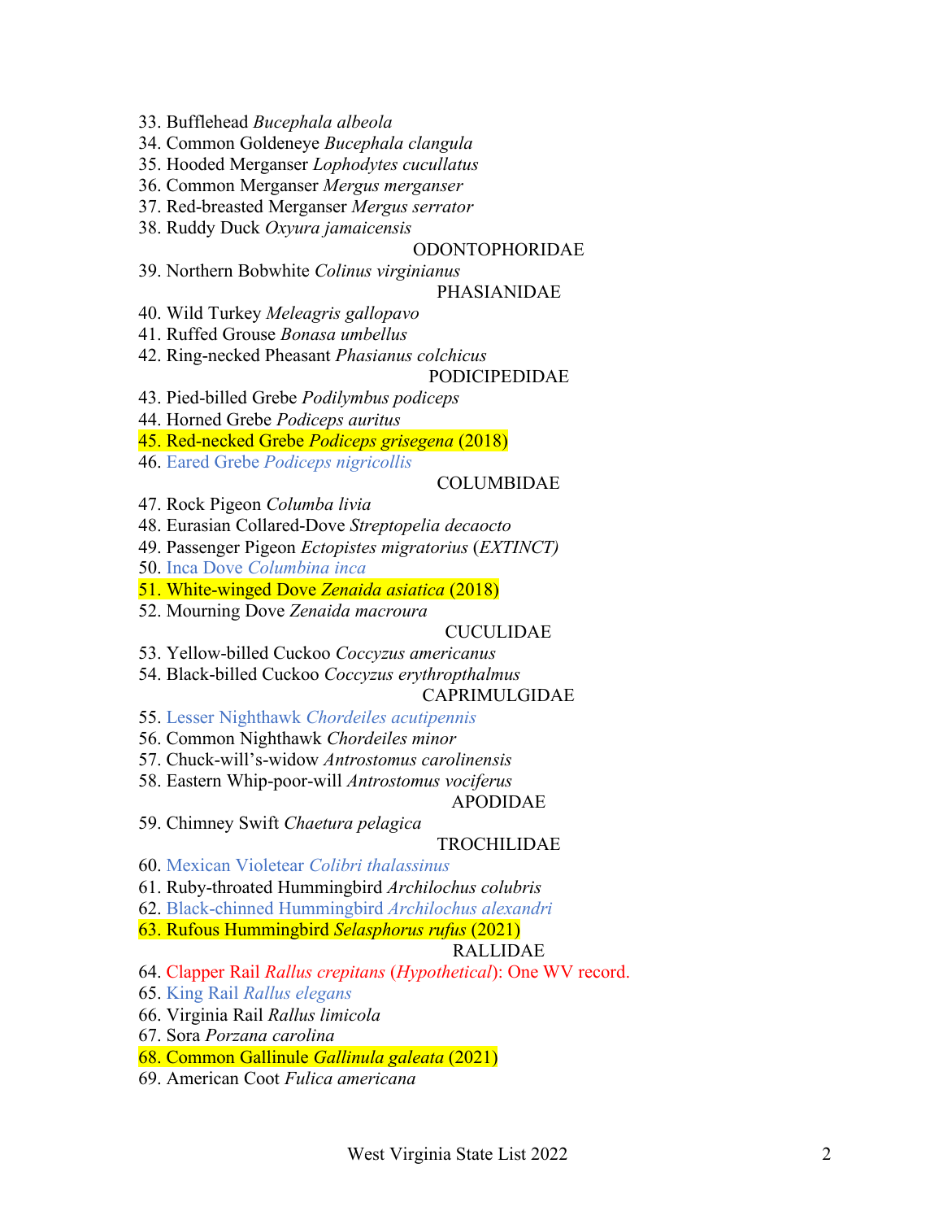33. Bufflehead *Bucephala albeola*
34. Common Goldeneye *Bucephala clangula*
35. Hooded Merganser *Lophodytes cucullatus*
36. Common Merganser *Mergus merganser*
37. Red-breasted Merganser *Mergus serrator*
38. Ruddy Duck *Oxyura jamaicensis*

ODONTOPHORIDAE

39. Northern Bobwhite *Colinus virginianus*

PHASIANIDAE

40. Wild Turkey *Meleagris gallopavo*
41. Ruffed Grouse *Bonasa umbellus*
42. Ring-necked Pheasant *Phasianus colchicus*

PODICIPEDIDAE

43. Pied-billed Grebe *Podilymbus podiceps*
44. Horned Grebe *Podiceps auritus*
45. Red-necked Grebe *Podiceps grisegena* (2018)
46. Eared Grebe *Podiceps nigricollis*

COLUMBIDAE

47. Rock Pigeon *Columba livia*
48. Eurasian Collared-Dove *Streptopelia decaocto*
49. Passenger Pigeon *Ectopistes migratorius* (*EXTINCT)*
50. Inca Dove *Columbina inca*
51. White-winged Dove *Zenaida asiatica* (2018)
52. Mourning Dove *Zenaida macroura*

CUCULIDAE

53. Yellow-billed Cuckoo *Coccyzus americanus*
54. Black-billed Cuckoo *Coccyzus erythropthalmus*

CAPRIMULGIDAE

55. Lesser Nighthawk *Chordeiles acutipennis*
56. Common Nighthawk *Chordeiles minor*
57. Chuck-will's-widow *Antrostomus carolinensis*
58. Eastern Whip-poor-will *Antrostomus vociferus*

APODIDAE

59. Chimney Swift *Chaetura pelagica*

TROCHILIDAE

60. Mexican Violetear *Colibri thalassinus*
61. Ruby-throated Hummingbird *Archilochus colubris*
62. Black-chinned Hummingbird *Archilochus alexandri*
63. Rufous Hummingbird *Selasphorus rufus* (2021)

RALLIDAE

64. Clapper Rail *Rallus crepitans* (*Hypothetical*): One WV record.
65. King Rail *Rallus elegans*
66. Virginia Rail *Rallus limicola*
67. Sora *Porzana carolina*
68. Common Gallinule *Gallinula galeata* (2021)
69. American Coot *Fulica americana*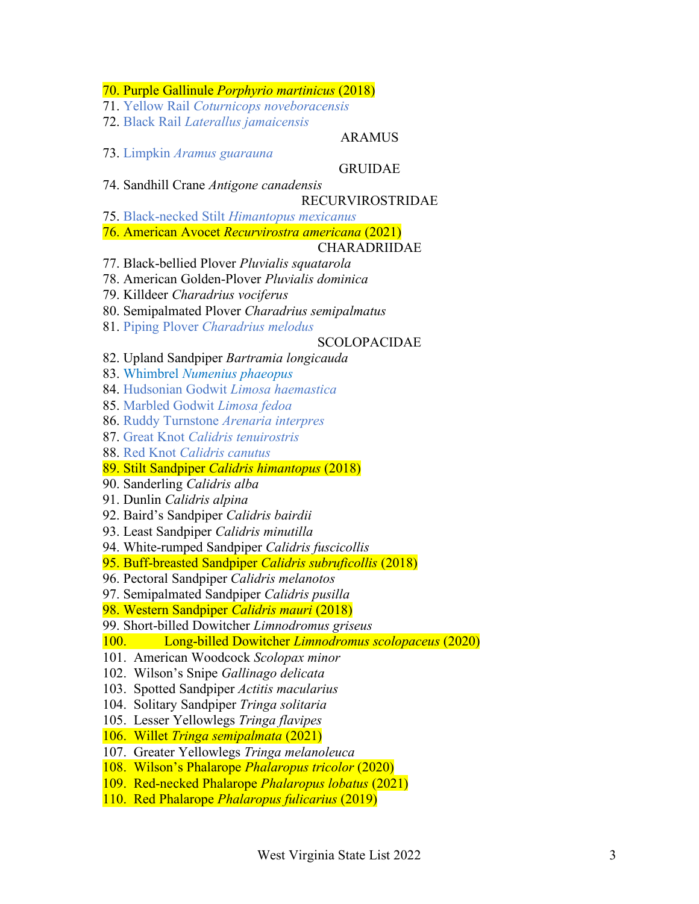70. Purple Gallinule *Porphyrio martinicus* (2018)
71. Yellow Rail *Coturnicops noveboracensis*
72. Black Rail *Laterallus jamaicensis*

ARAMUS

73. Limpkin *Aramus guarauna*

GRUIDAE

74. Sandhill Crane *Antigone canadensis*

RECURVIROSTRIDAE

75. Black-necked Stilt *Himantopus mexicanus*
76. American Avocet *Recurvirostra americana* (2021)

CHARADRIIDAE

77. Black-bellied Plover *Pluvialis squatarola*
78. American Golden-Plover *Pluvialis dominica*
79. Killdeer *Charadrius vociferus*
80. Semipalmated Plover *Charadrius semipalmatus*
81. Piping Plover *Charadrius melodus*

SCOLOPACIDAE

82. Upland Sandpiper *Bartramia longicauda*
83. Whimbrel *Numenius phaeopus*
84. Hudsonian Godwit *Limosa haemastica*
85. Marbled Godwit *Limosa fedoa*
86. Ruddy Turnstone *Arenaria interpres*
87. Great Knot *Calidris tenuirostris*
88. Red Knot *Calidris canutus*
89. Stilt Sandpiper *Calidris himantopus* (2018)
90. Sanderling *Calidris alba*
91. Dunlin *Calidris alpina*
92. Baird's Sandpiper *Calidris bairdii*
93. Least Sandpiper *Calidris minutilla*
94. White-rumped Sandpiper *Calidris fuscicollis*
95. Buff-breasted Sandpiper *Calidris subruficollis* (2018)
96. Pectoral Sandpiper *Calidris melanotos*
97. Semipalmated Sandpiper *Calidris pusilla*
98. Western Sandpiper *Calidris mauri* (2018)
99. Short-billed Dowitcher *Limnodromus griseus*
100. Long-billed Dowitcher *Limnodromus scolopaceus* (2020)
101. American Woodcock *Scolopax minor*
102. Wilson's Snipe *Gallinago delicata*
103. Spotted Sandpiper *Actitis macularius*
104. Solitary Sandpiper *Tringa solitaria*
105. Lesser Yellowlegs *Tringa flavipes*
106. Willet *Tringa semipalmata* (2021)
107. Greater Yellowlegs *Tringa melanoleuca*
108. Wilson's Phalarope *Phalaropus tricolor* (2020)
109. Red-necked Phalarope *Phalaropus lobatus* (2021)
110. Red Phalarope *Phalaropus fulicarius* (2019)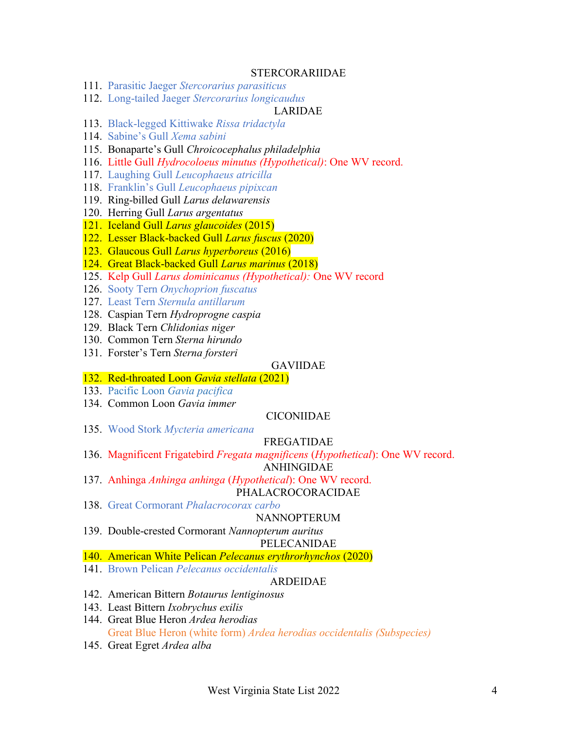STERCORARIIDAE

111. Parasitic Jaeger *Stercorarius parasiticus*
112. Long-tailed Jaeger *Stercorarius longicaudus*

LARIDAE

113. Black-legged Kittiwake *Rissa tridactyla*
114. Sabine's Gull *Xema sabini*
115. Bonaparte's Gull *Chroicocephalus philadelphia*
116. Little Gull *Hydrocoloeus minutus (Hypothetical)*: One WV record.
117. Laughing Gull *Leucophaeus atricilla*
118. Franklin's Gull *Leucophaeus pipixcan*
119. Ring-billed Gull *Larus delawarensis*
120. Herring Gull *Larus argentatus*
121. Iceland Gull *Larus glaucoides* (2015)
122. Lesser Black-backed Gull *Larus fuscus* (2020)
123. Glaucous Gull *Larus hyperboreus* (2016)
124. Great Black-backed Gull *Larus marinus* (2018)
125. Kelp Gull *Larus dominicanus (Hypothetical):* One WV record
126. Sooty Tern *Onychoprion fuscatus*
127. Least Tern *Sternula antillarum*
128. Caspian Tern *Hydroprogne caspia*
129. Black Tern *Chlidonias niger*
130. Common Tern *Sterna hirundo*
131. Forster's Tern *Sterna forsteri*

GAVIIDAE

132. Red-throated Loon *Gavia stellata* (2021)
133. Pacific Loon *Gavia pacifica*
134. Common Loon *Gavia immer*

CICONIIDAE

135. Wood Stork *Mycteria americana*

FREGATIDAE

136. Magnificent Frigatebird *Fregata magnificens* (*Hypothetical*): One WV record.

ANHINGIDAE

137. Anhinga *Anhinga anhinga* (*Hypothetical*): One WV record.

PHALACROCORACIDAE

138. Great Cormorant *Phalacrocorax carbo*

NANNOPTERUM

139. Double-crested Cormorant *Nannopterum auritus*

PELECANIDAE

140. American White Pelican *Pelecanus erythrorhynchos* (2020)
141. Brown Pelican *Pelecanus occidentalis*

ARDEIDAE

142. American Bittern *Botaurus lentiginosus*
143. Least Bittern *Ixobrychus exilis*
144. Great Blue Heron *Ardea herodias*
     Great Blue Heron (white form) *Ardea herodias occidentalis (Subspecies)*
145. Great Egret *Ardea alba*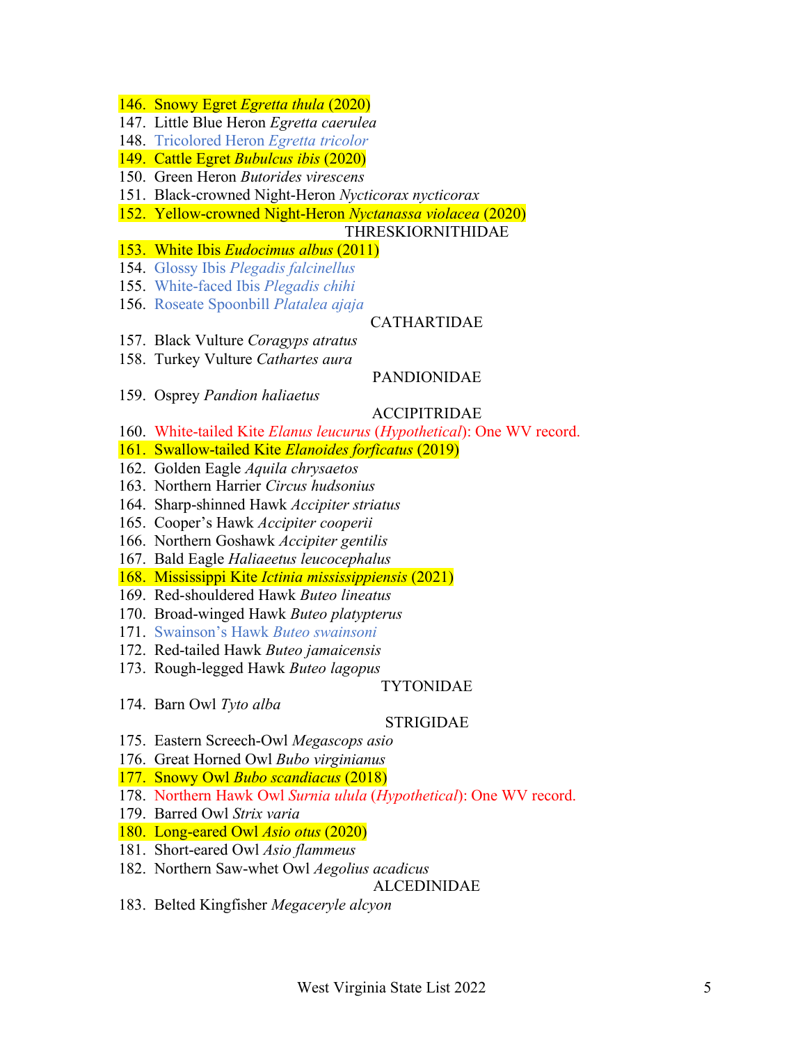146. Snowy Egret *Egretta thula* (2020)
147. Little Blue Heron *Egretta caerulea*
148. Tricolored Heron *Egretta tricolor*
149. Cattle Egret *Bubulcus ibis* (2020)
150. Green Heron *Butorides virescens*
151. Black-crowned Night-Heron *Nycticorax nycticorax*
152. Yellow-crowned Night-Heron *Nyctanassa violacea* (2020)

THRESKIORNITHIDAE

153. White Ibis *Eudocimus albus* (2011)
154. Glossy Ibis *Plegadis falcinellus*
155. White-faced Ibis *Plegadis chihi*
156. Roseate Spoonbill *Platalea ajaja*

CATHARTIDAE

157. Black Vulture *Coragyps atratus*
158. Turkey Vulture *Cathartes aura*

PANDIONIDAE

159. Osprey *Pandion haliaetus*

ACCIPITRIDAE

160. White-tailed Kite *Elanus leucurus* (*Hypothetical*): One WV record.
161. Swallow-tailed Kite *Elanoides forficatus* (2019)
162. Golden Eagle *Aquila chrysaetos*
163. Northern Harrier *Circus hudsonius*
164. Sharp-shinned Hawk *Accipiter striatus*
165. Cooper's Hawk *Accipiter cooperii*
166. Northern Goshawk *Accipiter gentilis*
167. Bald Eagle *Haliaeetus leucocephalus*
168. Mississippi Kite *Ictinia mississippiensis* (2021)
169. Red-shouldered Hawk *Buteo lineatus*
170. Broad-winged Hawk *Buteo platypterus*
171. Swainson's Hawk *Buteo swainsoni*
172. Red-tailed Hawk *Buteo jamaicensis*
173. Rough-legged Hawk *Buteo lagopus*

TYTONIDAE

174. Barn Owl *Tyto alba*

STRIGIDAE

175. Eastern Screech-Owl *Megascops asio*
176. Great Horned Owl *Bubo virginianus*
177. Snowy Owl *Bubo scandiacus* (2018)
178. Northern Hawk Owl *Surnia ulula* (*Hypothetical*): One WV record.
179. Barred Owl *Strix varia*
180. Long-eared Owl *Asio otus* (2020)
181. Short-eared Owl *Asio flammeus*
182. Northern Saw-whet Owl *Aegolius acadicus*

ALCEDINIDAE

183. Belted Kingfisher *Megaceryle alcyon*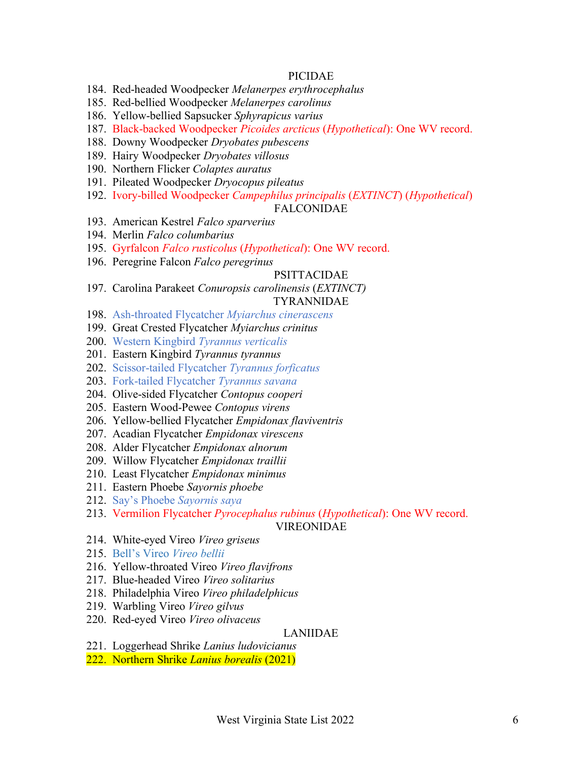PICIDAE

184. Red-headed Woodpecker *Melanerpes erythrocephalus*
185. Red-bellied Woodpecker *Melanerpes carolinus*
186. Yellow-bellied Sapsucker *Sphyrapicus varius*
187. Black-backed Woodpecker *Picoides arcticus* (*Hypothetical*): One WV record.
188. Downy Woodpecker *Dryobates pubescens*
189. Hairy Woodpecker *Dryobates villosus*
190. Northern Flicker *Colaptes auratus*
191. Pileated Woodpecker *Dryocopus pileatus*
192. Ivory-billed Woodpecker *Campephilus principalis* (*EXTINCT*) (*Hypothetical*)

FALCONIDAE

193. American Kestrel *Falco sparverius*
194. Merlin *Falco columbarius*
195. Gyrfalcon *Falco rusticolus* (*Hypothetical*): One WV record.
196. Peregrine Falcon *Falco peregrinus*

PSITTACIDAE

197. Carolina Parakeet *Conuropsis carolinensis* (*EXTINCT)*

TYRANNIDAE

198. Ash-throated Flycatcher *Myiarchus cinerascens*
199. Great Crested Flycatcher *Myiarchus crinitus*
200. Western Kingbird *Tyrannus verticalis*
201. Eastern Kingbird *Tyrannus tyrannus*
202. Scissor-tailed Flycatcher *Tyrannus forficatus*
203. Fork-tailed Flycatcher *Tyrannus savana*
204. Olive-sided Flycatcher *Contopus cooperi*
205. Eastern Wood-Pewee *Contopus virens*
206. Yellow-bellied Flycatcher *Empidonax flaviventris*
207. Acadian Flycatcher *Empidonax virescens*
208. Alder Flycatcher *Empidonax alnorum*
209. Willow Flycatcher *Empidonax traillii*
210. Least Flycatcher *Empidonax minimus*
211. Eastern Phoebe *Sayornis phoebe*
212. Say's Phoebe *Sayornis saya*
213. Vermilion Flycatcher *Pyrocephalus rubinus* (*Hypothetical*): One WV record.

VIREONIDAE

214. White-eyed Vireo *Vireo griseus*
215. Bell's Vireo *Vireo bellii*
216. Yellow-throated Vireo *Vireo flavifrons*
217. Blue-headed Vireo *Vireo solitarius*
218. Philadelphia Vireo *Vireo philadelphicus*
219. Warbling Vireo *Vireo gilvus*
220. Red-eyed Vireo *Vireo olivaceus*

LANIIDAE

221. Loggerhead Shrike *Lanius ludovicianus*
222. Northern Shrike *Lanius borealis* (2021)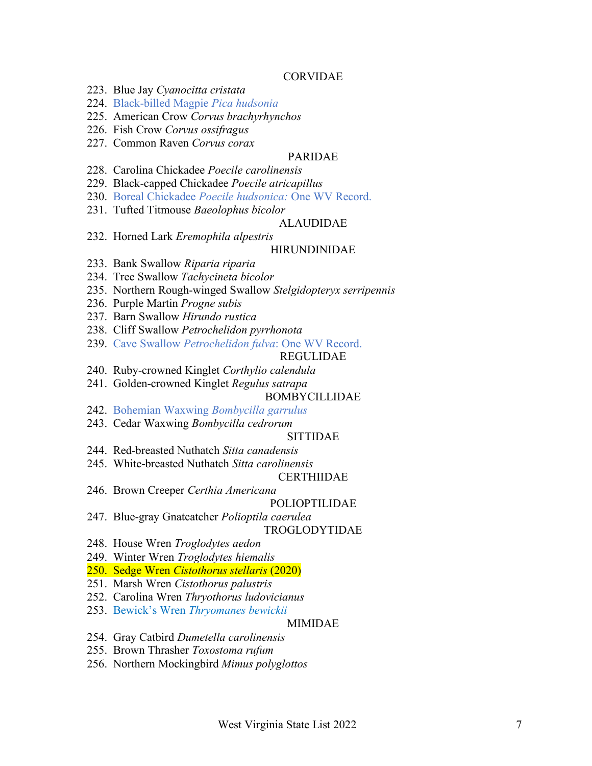## CORVIDAE

223. Blue Jay *Cyanocitta cristata*
224. Black-billed Magpie *Pica hudsonia*
225. American Crow *Corvus brachyrhynchos*
226. Fish Crow *Corvus ossifragus*
227. Common Raven *Corvus corax*

## PARIDAE

228. Carolina Chickadee *Poecile carolinensis*
229. Black-capped Chickadee *Poecile atricapillus*
230. Boreal Chickadee *Poecile hudsonica:* One WV Record.
231. Tufted Titmouse *Baeolophus bicolor*

## ALAUDIDAE

232. Horned Lark *Eremophila alpestris*

## HIRUNDINIDAE

233. Bank Swallow *Riparia riparia*
234. Tree Swallow *Tachycineta bicolor*
235. Northern Rough-winged Swallow *Stelgidopteryx serripennis*
236. Purple Martin *Progne subis*
237. Barn Swallow *Hirundo rustica*
238. Cliff Swallow *Petrochelidon pyrrhonota*
239. Cave Swallow *Petrochelidon fulva*: One WV Record.

## REGULIDAE

240. Ruby-crowned Kinglet *Corthylio calendula*
241. Golden-crowned Kinglet *Regulus satrapa*

## BOMBYCILLIDAE

242. Bohemian Waxwing *Bombycilla garrulus*
243. Cedar Waxwing *Bombycilla cedrorum*

## SITTIDAE

244. Red-breasted Nuthatch *Sitta canadensis*
245. White-breasted Nuthatch *Sitta carolinensis*

## CERTHIIDAE

246. Brown Creeper *Certhia Americana*

## POLIOPTILIDAE

247. Blue-gray Gnatcatcher *Polioptila caerulea*

## TROGLODYTIDAE

248. House Wren *Troglodytes aedon*
249. Winter Wren *Troglodytes hiemalis*
250. Sedge Wren *Cistothorus stellaris* (2020)
251. Marsh Wren *Cistothorus palustris*
252. Carolina Wren *Thryothorus ludovicianus*
253. Bewick's Wren *Thryomanes bewickii*

## MIMIDAE

254. Gray Catbird *Dumetella carolinensis*
255. Brown Thrasher *Toxostoma rufum*
256. Northern Mockingbird *Mimus polyglottos*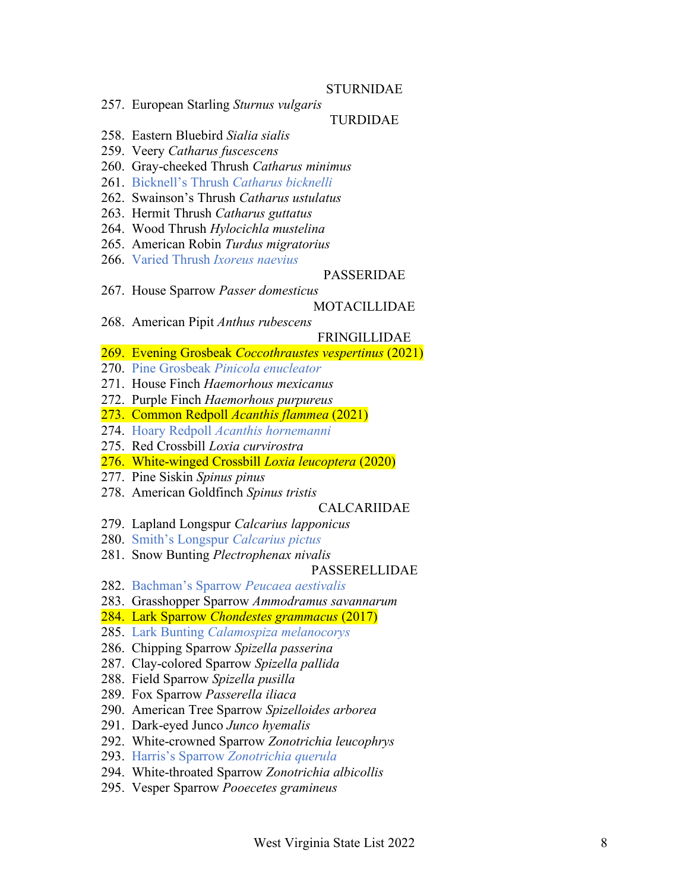STURNIDAE

257. European Starling *Sturnus vulgaris*

TURDIDAE

258. Eastern Bluebird *Sialia sialis*
259. Veery *Catharus fuscescens*
260. Gray-cheeked Thrush *Catharus minimus*
261. Bicknell's Thrush *Catharus bicknelli*
262. Swainson's Thrush *Catharus ustulatus*
263. Hermit Thrush *Catharus guttatus*
264. Wood Thrush *Hylocichla mustelina*
265. American Robin *Turdus migratorius*
266. Varied Thrush *Ixoreus naevius*

PASSERIDAE

267. House Sparrow *Passer domesticus*

MOTACILLIDAE

268. American Pipit *Anthus rubescens*

FRINGILLIDAE

269. Evening Grosbeak *Coccothraustes vespertinus* (2021)
270. Pine Grosbeak *Pinicola enucleator*
271. House Finch *Haemorhous mexicanus*
272. Purple Finch *Haemorhous purpureus*
273. Common Redpoll *Acanthis flammea* (2021)
274. Hoary Redpoll *Acanthis hornemanni*
275. Red Crossbill *Loxia curvirostra*
276. White-winged Crossbill *Loxia leucoptera* (2020)
277. Pine Siskin *Spinus pinus*
278. American Goldfinch *Spinus tristis*

CALCARIIDAE

279. Lapland Longspur *Calcarius lapponicus*
280. Smith's Longspur *Calcarius pictus*
281. Snow Bunting *Plectrophenax nivalis*

PASSERELLIDAE

282. Bachman's Sparrow *Peucaea aestivalis*
283. Grasshopper Sparrow *Ammodramus savannarum*
284. Lark Sparrow *Chondestes grammacus* (2017)
285. Lark Bunting *Calamospiza melanocorys*
286. Chipping Sparrow *Spizella passerina*
287. Clay-colored Sparrow *Spizella pallida*
288. Field Sparrow *Spizella pusilla*
289. Fox Sparrow *Passerella iliaca*
290. American Tree Sparrow *Spizelloides arborea*
291. Dark-eyed Junco *Junco hyemalis*
292. White-crowned Sparrow *Zonotrichia leucophrys*
293. Harris's Sparrow *Zonotrichia querula*
294. White-throated Sparrow *Zonotrichia albicollis*
295. Vesper Sparrow *Pooecetes gramineus*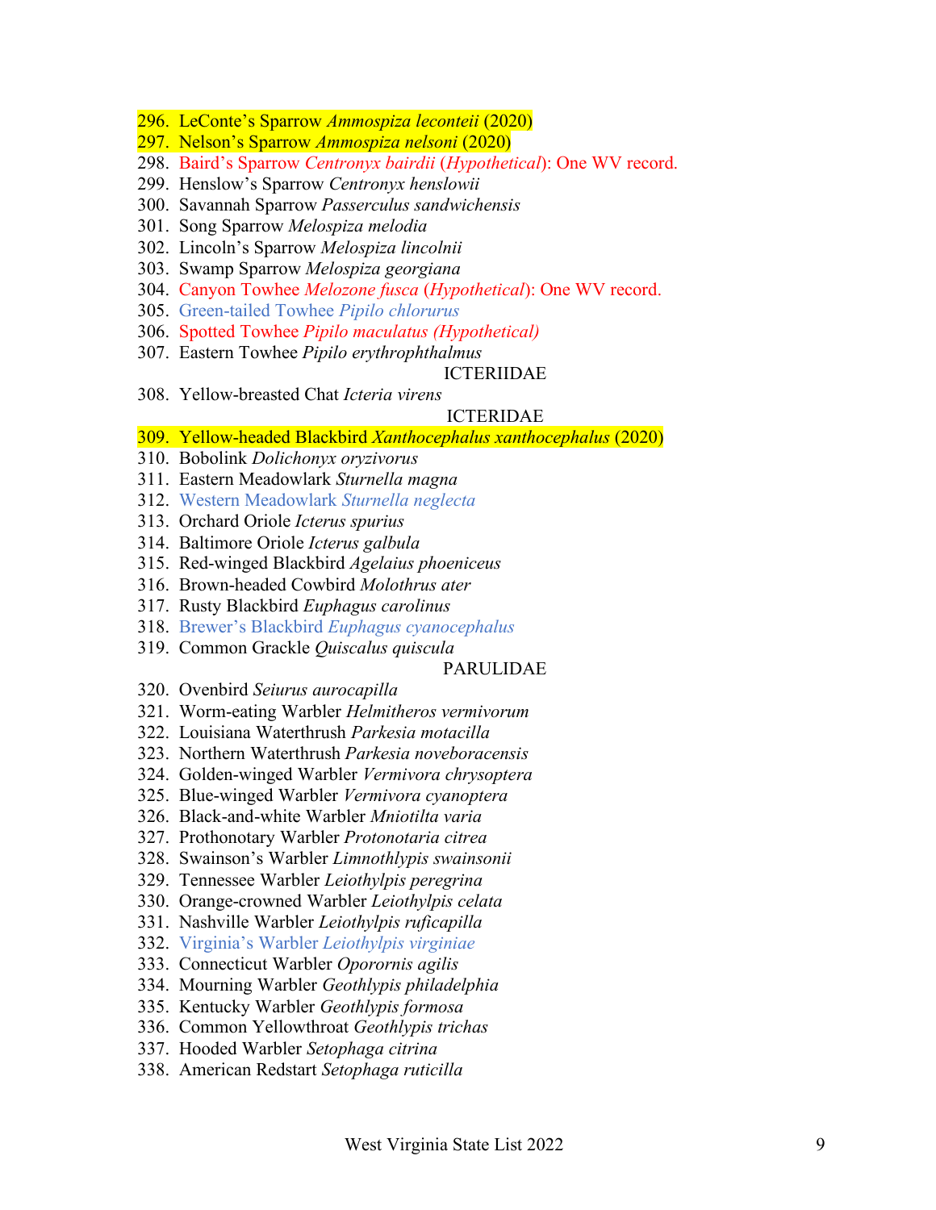296. LeConte's Sparrow *Ammospiza leconteii* (2020)
297. Nelson's Sparrow *Ammospiza nelsoni* (2020)
298. Baird's Sparrow *Centronyx bairdii* (*Hypothetical*): One WV record.
299. Henslow's Sparrow *Centronyx henslowii*
300. Savannah Sparrow *Passerculus sandwichensis*
301. Song Sparrow *Melospiza melodia*
302. Lincoln's Sparrow *Melospiza lincolnii*
303. Swamp Sparrow *Melospiza georgiana*
304. Canyon Towhee *Melozone fusca* (*Hypothetical*): One WV record.
305. Green-tailed Towhee *Pipilo chlorurus*
306. Spotted Towhee *Pipilo maculatus (Hypothetical)*
307. Eastern Towhee *Pipilo erythrophthalmus*

ICTERIIDAE

308. Yellow-breasted Chat *Icteria virens*

ICTERIDAE

309. Yellow-headed Blackbird *Xanthocephalus xanthocephalus* (2020)
310. Bobolink *Dolichonyx oryzivorus*
311. Eastern Meadowlark *Sturnella magna*
312. Western Meadowlark *Sturnella neglecta*
313. Orchard Oriole *Icterus spurius*
314. Baltimore Oriole *Icterus galbula*
315. Red-winged Blackbird *Agelaius phoeniceus*
316. Brown-headed Cowbird *Molothrus ater*
317. Rusty Blackbird *Euphagus carolinus*
318. Brewer's Blackbird *Euphagus cyanocephalus*
319. Common Grackle *Quiscalus quiscula*

PARULIDAE

320. Ovenbird *Seiurus aurocapilla*
321. Worm-eating Warbler *Helmitheros vermivorum*
322. Louisiana Waterthrush *Parkesia motacilla*
323. Northern Waterthrush *Parkesia noveboracensis*
324. Golden-winged Warbler *Vermivora chrysoptera*
325. Blue-winged Warbler *Vermivora cyanoptera*
326. Black-and-white Warbler *Mniotilta varia*
327. Prothonotary Warbler *Protonotaria citrea*
328. Swainson's Warbler *Limnothlypis swainsonii*
329. Tennessee Warbler *Leiothylpis peregrina*
330. Orange-crowned Warbler *Leiothylpis celata*
331. Nashville Warbler *Leiothylpis ruficapilla*
332. Virginia's Warbler *Leiothylpis virginiae*
333. Connecticut Warbler *Oporornis agilis*
334. Mourning Warbler *Geothlypis philadelphia*
335. Kentucky Warbler *Geothlypis formosa*
336. Common Yellowthroat *Geothlypis trichas*
337. Hooded Warbler *Setophaga citrina*
338. American Redstart *Setophaga ruticilla*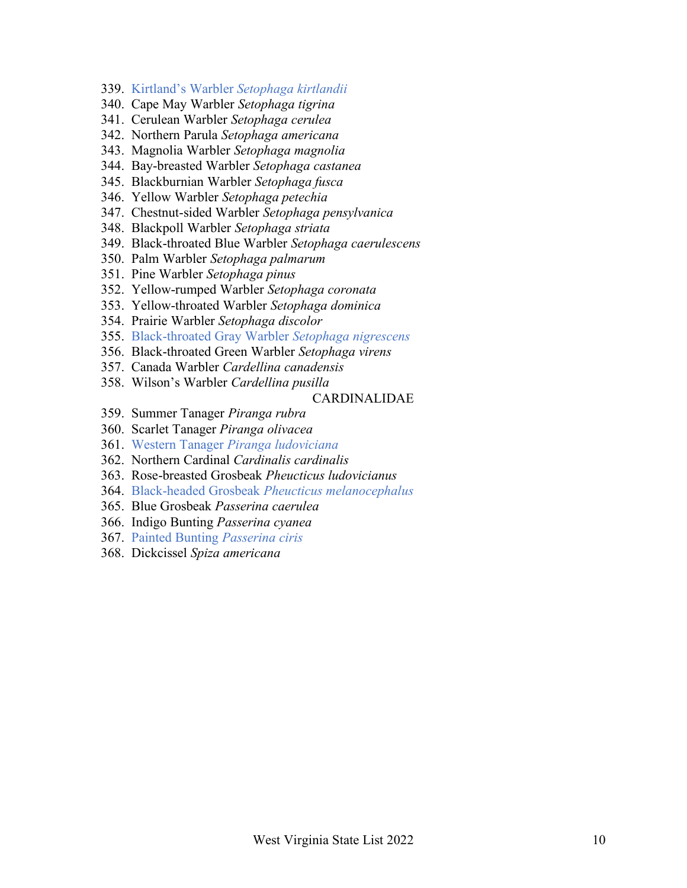339. Kirtland's Warbler *Setophaga kirtlandii*
340. Cape May Warbler *Setophaga tigrina*
341. Cerulean Warbler *Setophaga cerulea*
342. Northern Parula *Setophaga americana*
343. Magnolia Warbler *Setophaga magnolia*
344. Bay-breasted Warbler *Setophaga castanea*
345. Blackburnian Warbler *Setophaga fusca*
346. Yellow Warbler *Setophaga petechia*
347. Chestnut-sided Warbler *Setophaga pensylvanica*
348. Blackpoll Warbler *Setophaga striata*
349. Black-throated Blue Warbler *Setophaga caerulescens*
350. Palm Warbler *Setophaga palmarum*
351. Pine Warbler *Setophaga pinus*
352. Yellow-rumped Warbler *Setophaga coronata*
353. Yellow-throated Warbler *Setophaga dominica*
354. Prairie Warbler *Setophaga discolor*
355. Black-throated Gray Warbler *Setophaga nigrescens*
356. Black-throated Green Warbler *Setophaga virens*
357. Canada Warbler *Cardellina canadensis*
358. Wilson's Warbler *Cardellina pusilla*

CARDINALIDAE

359. Summer Tanager *Piranga rubra*
360. Scarlet Tanager *Piranga olivacea*
361. Western Tanager *Piranga ludoviciana*
362. Northern Cardinal *Cardinalis cardinalis*
363. Rose-breasted Grosbeak *Pheucticus ludovicianus*
364. Black-headed Grosbeak *Pheucticus melanocephalus*
365. Blue Grosbeak *Passerina caerulea*
366. Indigo Bunting *Passerina cyanea*
367. Painted Bunting *Passerina ciris*
368. Dickcissel *Spiza americana*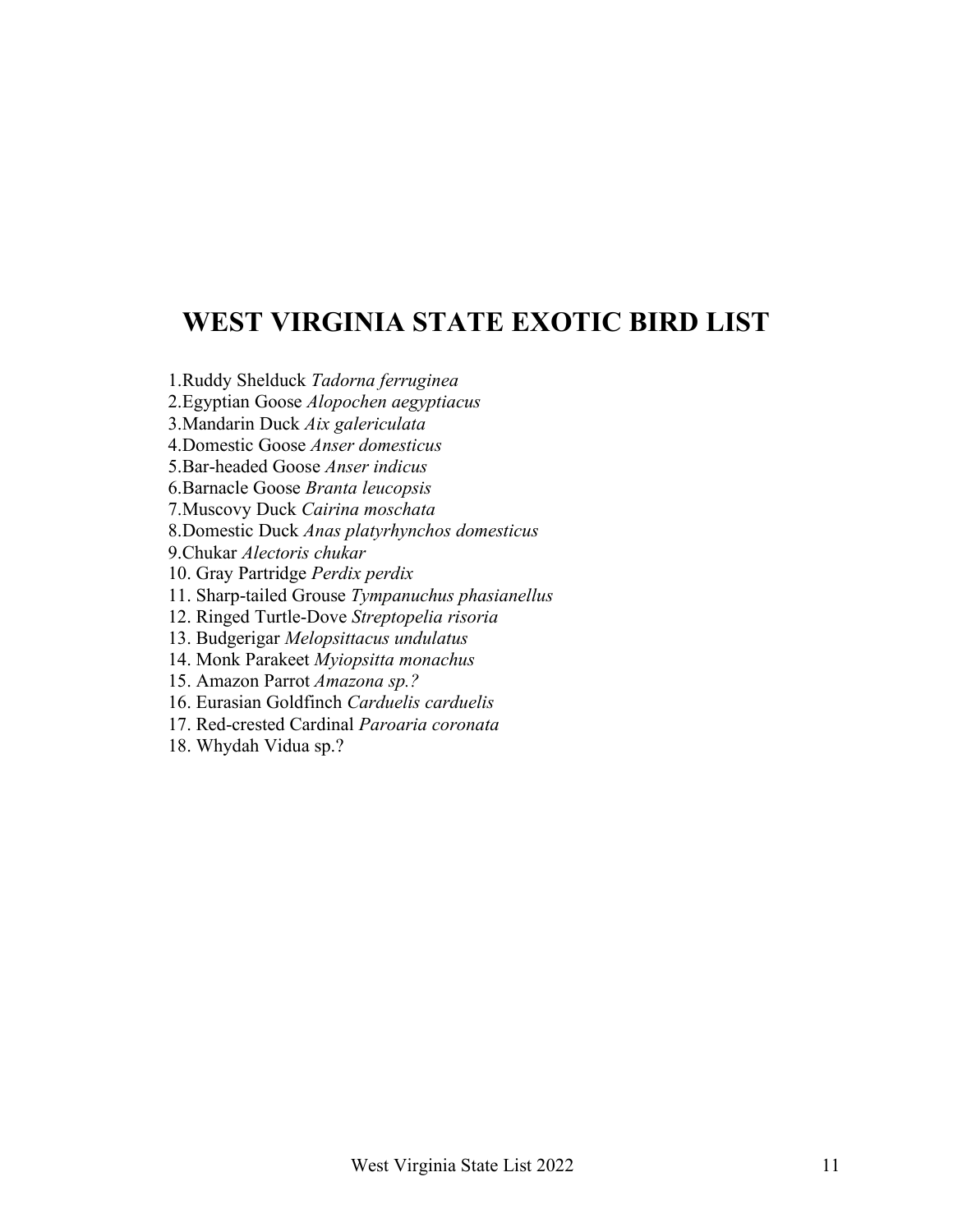# WEST VIRGINIA STATE EXOTIC BIRD LIST

1.Ruddy Shelduck *Tadorna ferruginea*
2.Egyptian Goose *Alopochen aegyptiacus*
3.Mandarin Duck *Aix galericulata*
4.Domestic Goose *Anser domesticus*
5.Bar-headed Goose *Anser indicus*
6.Barnacle Goose *Branta leucopsis*
7.Muscovy Duck *Cairina moschata*
8.Domestic Duck *Anas platyrhynchos domesticus*
9.Chukar *Alectoris chukar*
10. Gray Partridge *Perdix perdix*
11. Sharp-tailed Grouse *Tympanuchus phasianellus*
12. Ringed Turtle-Dove *Streptopelia risoria*
13. Budgerigar *Melopsittacus undulatus*
14. Monk Parakeet *Myiopsitta monachus*
15. Amazon Parrot *Amazona sp.?*
16. Eurasian Goldfinch *Carduelis carduelis*
17. Red-crested Cardinal *Paroaria coronata*
18. Whydah Vidua sp.?